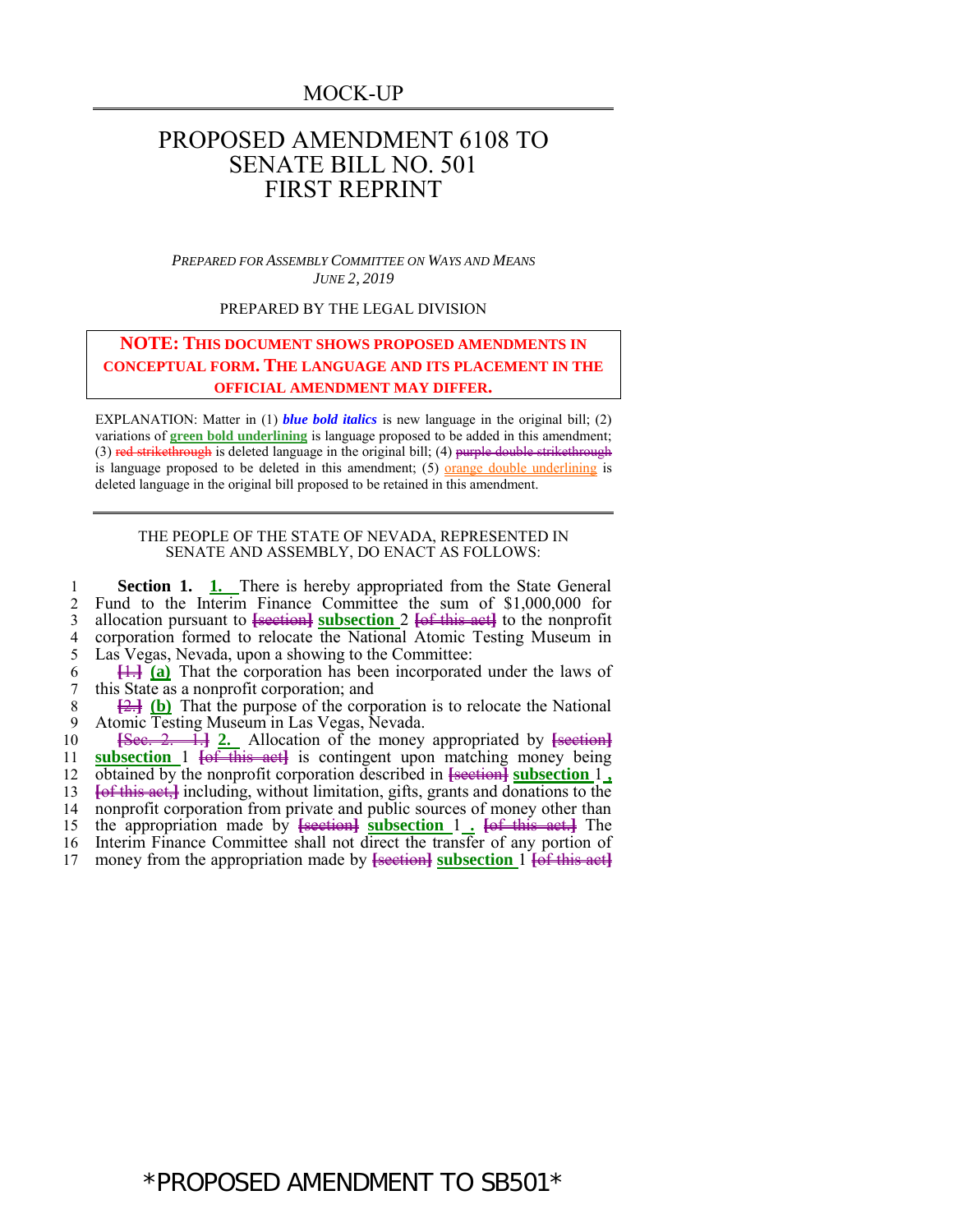MOCK-UP

# PROPOSED AMENDMENT 6108 TO SENATE BILL NO. 501 FIRST REPRINT

*PREPARED FOR ASSEMBLY COMMITTEE ON WAYS AND MEANS*
*JUNE 2, 2019*

PREPARED BY THE LEGAL DIVISION

**NOTE: THIS DOCUMENT SHOWS PROPOSED AMENDMENTS IN CONCEPTUAL FORM. THE LANGUAGE AND ITS PLACEMENT IN THE OFFICIAL AMENDMENT MAY DIFFER.**

EXPLANATION: Matter in (1) ***blue bold italics*** is new language in the original bill; (2) variations of **green bold underlining** is language proposed to be added in this amendment; (3) ~~red strikethrough~~ is deleted language in the original bill; (4) ~~purple double strikethrough~~ is language proposed to be deleted in this amendment; (5) orange double underlining is deleted language in the original bill proposed to be retained in this amendment.

THE PEOPLE OF THE STATE OF NEVADA, REPRESENTED IN SENATE AND ASSEMBLY, DO ENACT AS FOLLOWS:

1 **Section 1.** **1.** There is hereby appropriated from the State General
2 Fund to the Interim Finance Committee the sum of $1,000,000 for
3 allocation pursuant to ~~[section]~~ **subsection** 2 ~~[of this act]~~ to the nonprofit
4 corporation formed to relocate the National Atomic Testing Museum in
5 Las Vegas, Nevada, upon a showing to the Committee:
6 ~~[1.]~~ **(a)** That the corporation has been incorporated under the laws of
7 this State as a nonprofit corporation; and
8 ~~[2.]~~ **(b)** That the purpose of the corporation is to relocate the National
9 Atomic Testing Museum in Las Vegas, Nevada.
10 ~~[Sec. 2. 1.]~~ **2.** Allocation of the money appropriated by ~~[section]~~
11 **subsection** 1 ~~[of this act]~~ is contingent upon matching money being
12 obtained by the nonprofit corporation described in ~~[section]~~ **subsection** 1**,**
13 ~~[of this act,]~~ including, without limitation, gifts, grants and donations to the
14 nonprofit corporation from private and public sources of money other than
15 the appropriation made by ~~[section]~~ **subsection** 1**.** ~~[of this act.]~~ The
16 Interim Finance Committee shall not direct the transfer of any portion of
17 money from the appropriation made by ~~[section]~~ **subsection** 1 ~~[of this act]~~

*PROPOSED AMENDMENT TO SB501*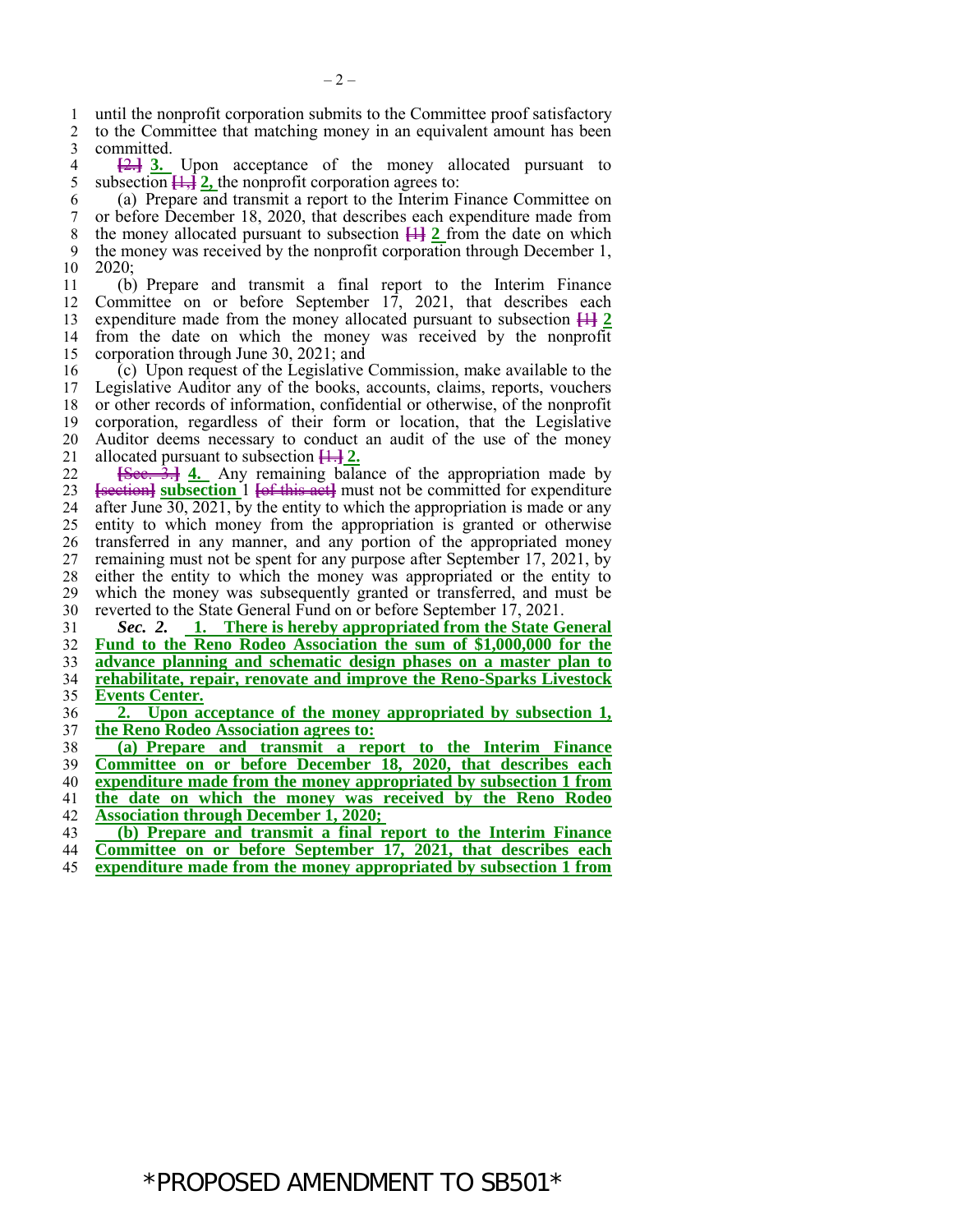until the nonprofit corporation submits to the Committee proof satisfactory to the Committee that matching money in an equivalent amount has been committed.

~~[2.]~~ **3.** Upon acceptance of the money allocated pursuant to subsection ~~[1.]~~ **2,** the nonprofit corporation agrees to:

(a) Prepare and transmit a report to the Interim Finance Committee on or before December 18, 2020, that describes each expenditure made from the money allocated pursuant to subsection ~~[1]~~ **2** from the date on which the money was received by the nonprofit corporation through December 1, 2020;

(b) Prepare and transmit a final report to the Interim Finance Committee on or before September 17, 2021, that describes each expenditure made from the money allocated pursuant to subsection ~~[1]~~ **2** from the date on which the money was received by the nonprofit corporation through June 30, 2021; and

(c) Upon request of the Legislative Commission, make available to the Legislative Auditor any of the books, accounts, claims, reports, vouchers or other records of information, confidential or otherwise, of the nonprofit corporation, regardless of their form or location, that the Legislative Auditor deems necessary to conduct an audit of the use of the money allocated pursuant to subsection ~~[1.]~~ **2.**

~~[Sec. 3.]~~ **4.** Any remaining balance of the appropriation made by ~~[section]~~ **subsection** 1 ~~[of this act]~~ must not be committed for expenditure after June 30, 2021, by the entity to which the appropriation is made or any entity to which money from the appropriation is granted or otherwise transferred in any manner, and any portion of the appropriated money remaining must not be spent for any purpose after September 17, 2021, by either the entity to which the money was appropriated or the entity to which the money was subsequently granted or transferred, and must be reverted to the State General Fund on or before September 17, 2021.

***Sec. 2.*** **1. There is hereby appropriated from the State General Fund to the Reno Rodeo Association the sum of $1,000,000 for the advance planning and schematic design phases on a master plan to rehabilitate, repair, renovate and improve the Reno-Sparks Livestock Events Center.**

**2. Upon acceptance of the money appropriated by subsection 1, the Reno Rodeo Association agrees to:**

**(a) Prepare and transmit a report to the Interim Finance Committee on or before December 18, 2020, that describes each expenditure made from the money appropriated by subsection 1 from the date on which the money was received by the Reno Rodeo Association through December 1, 2020;**

**(b) Prepare and transmit a final report to the Interim Finance Committee on or before September 17, 2021, that describes each expenditure made from the money appropriated by subsection 1 from**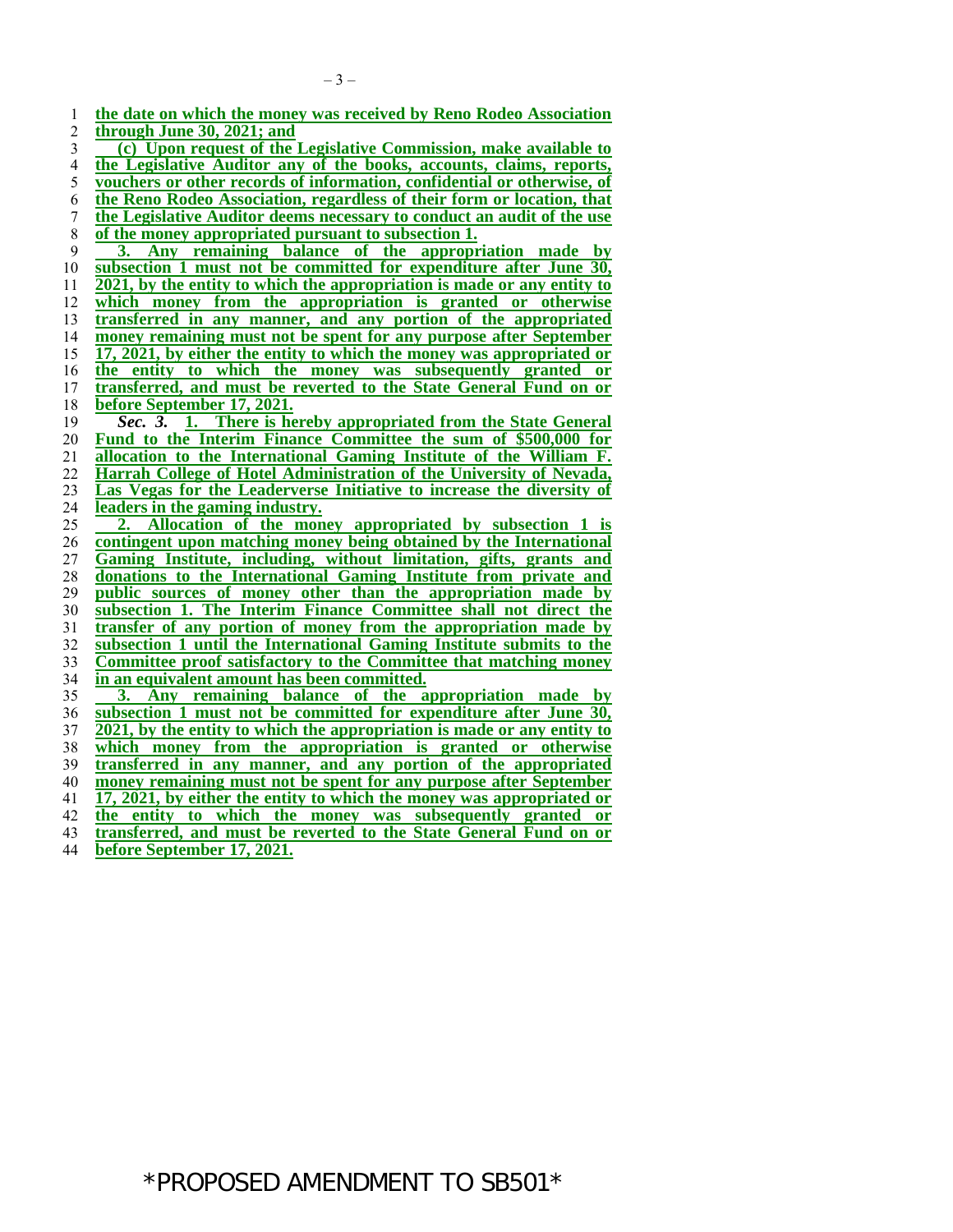**the date on which the money was received by Reno Rodeo Association through June 30, 2021; and**

**(c) Upon request of the Legislative Commission, make available to the Legislative Auditor any of the books, accounts, claims, reports, vouchers or other records of information, confidential or otherwise, of the Reno Rodeo Association, regardless of their form or location, that the Legislative Auditor deems necessary to conduct an audit of the use of the money appropriated pursuant to subsection 1.**

**3. Any remaining balance of the appropriation made by subsection 1 must not be committed for expenditure after June 30, 2021, by the entity to which the appropriation is made or any entity to which money from the appropriation is granted or otherwise transferred in any manner, and any portion of the appropriated money remaining must not be spent for any purpose after September 17, 2021, by either the entity to which the money was appropriated or the entity to which the money was subsequently granted or transferred, and must be reverted to the State General Fund on or before September 17, 2021.**

***Sec. 3.*** **1. There is hereby appropriated from the State General Fund to the Interim Finance Committee the sum of $500,000 for allocation to the International Gaming Institute of the William F. Harrah College of Hotel Administration of the University of Nevada, Las Vegas for the Leaderverse Initiative to increase the diversity of leaders in the gaming industry.**

**2. Allocation of the money appropriated by subsection 1 is contingent upon matching money being obtained by the International Gaming Institute, including, without limitation, gifts, grants and donations to the International Gaming Institute from private and public sources of money other than the appropriation made by subsection 1. The Interim Finance Committee shall not direct the transfer of any portion of money from the appropriation made by subsection 1 until the International Gaming Institute submits to the Committee proof satisfactory to the Committee that matching money in an equivalent amount has been committed.**

**3. Any remaining balance of the appropriation made by subsection 1 must not be committed for expenditure after June 30, 2021, by the entity to which the appropriation is made or any entity to which money from the appropriation is granted or otherwise transferred in any manner, and any portion of the appropriated money remaining must not be spent for any purpose after September 17, 2021, by either the entity to which the money was appropriated or the entity to which the money was subsequently granted or transferred, and must be reverted to the State General Fund on or before September 17, 2021.**

*PROPOSED AMENDMENT TO SB501*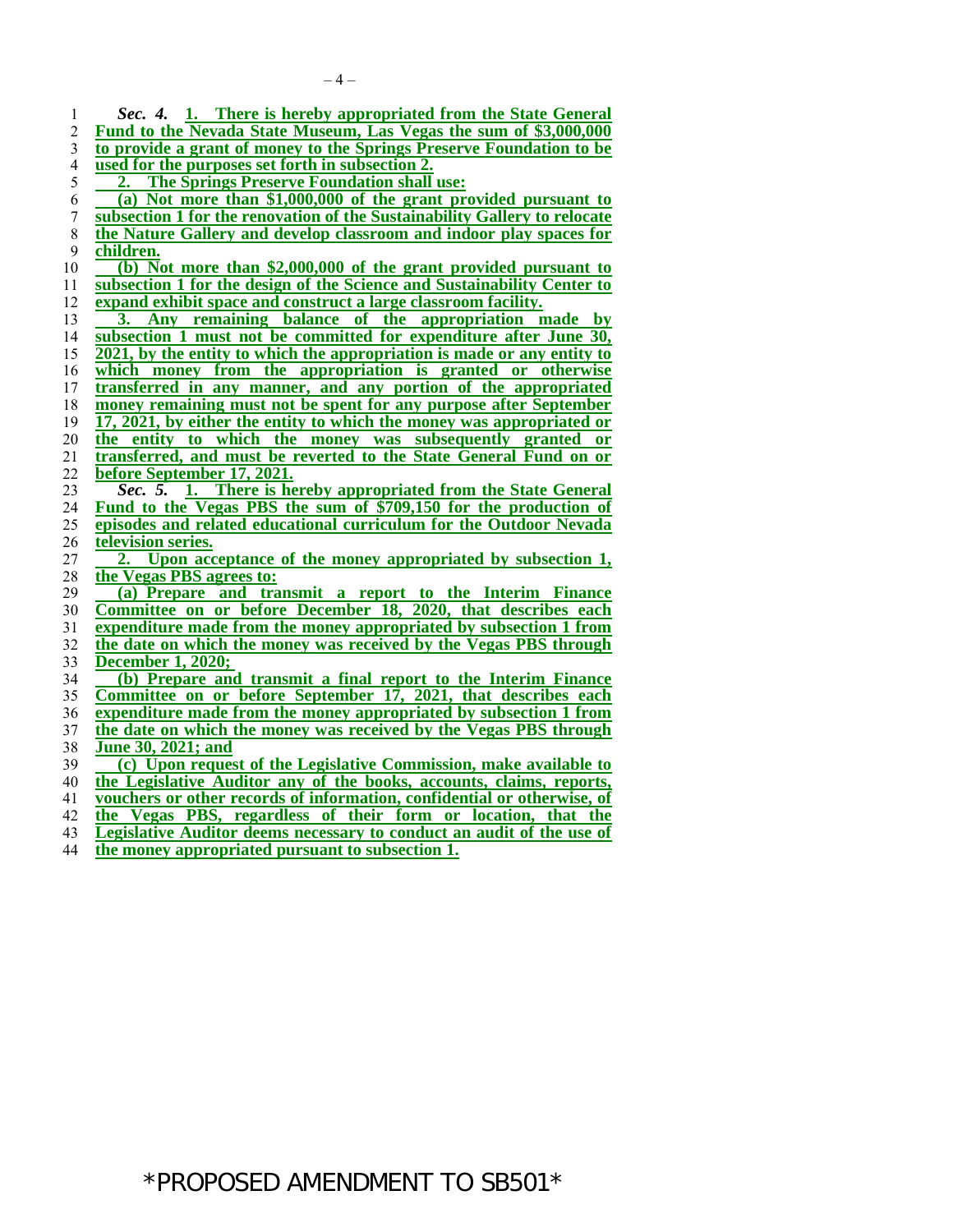***Sec. 4.* 1. There is hereby appropriated from the State General Fund to the Nevada State Museum, Las Vegas the sum of $3,000,000 to provide a grant of money to the Springs Preserve Foundation to be used for the purposes set forth in subsection 2.**

**2. The Springs Preserve Foundation shall use:**

**(a) Not more than $1,000,000 of the grant provided pursuant to subsection 1 for the renovation of the Sustainability Gallery to relocate the Nature Gallery and develop classroom and indoor play spaces for children.**

**(b) Not more than $2,000,000 of the grant provided pursuant to subsection 1 for the design of the Science and Sustainability Center to expand exhibit space and construct a large classroom facility.**

**3. Any remaining balance of the appropriation made by subsection 1 must not be committed for expenditure after June 30, 2021, by the entity to which the appropriation is made or any entity to which money from the appropriation is granted or otherwise transferred in any manner, and any portion of the appropriated money remaining must not be spent for any purpose after September 17, 2021, by either the entity to which the money was appropriated or the entity to which the money was subsequently granted or transferred, and must be reverted to the State General Fund on or before September 17, 2021.**

***Sec. 5.* 1. There is hereby appropriated from the State General Fund to the Vegas PBS the sum of $709,150 for the production of episodes and related educational curriculum for the Outdoor Nevada television series.**

**2. Upon acceptance of the money appropriated by subsection 1, the Vegas PBS agrees to:**

**(a) Prepare and transmit a report to the Interim Finance Committee on or before December 18, 2020, that describes each expenditure made from the money appropriated by subsection 1 from the date on which the money was received by the Vegas PBS through December 1, 2020;**

**(b) Prepare and transmit a final report to the Interim Finance Committee on or before September 17, 2021, that describes each expenditure made from the money appropriated by subsection 1 from the date on which the money was received by the Vegas PBS through June 30, 2021; and**

**(c) Upon request of the Legislative Commission, make available to the Legislative Auditor any of the books, accounts, claims, reports, vouchers or other records of information, confidential or otherwise, of the Vegas PBS, regardless of their form or location, that the Legislative Auditor deems necessary to conduct an audit of the use of the money appropriated pursuant to subsection 1.**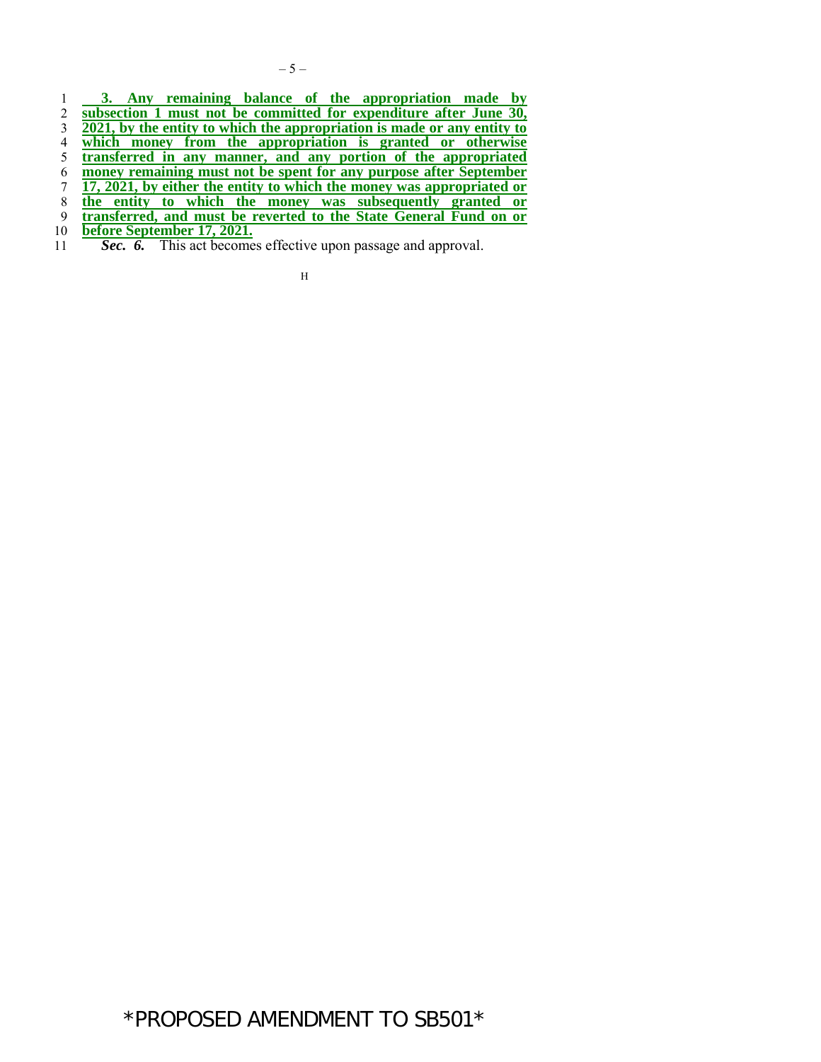**3. Any remaining balance of the appropriation made by subsection 1 must not be committed for expenditure after June 30, 2021, by the entity to which the appropriation is made or any entity to which money from the appropriation is granted or otherwise transferred in any manner, and any portion of the appropriated money remaining must not be spent for any purpose after September 17, 2021, by either the entity to which the money was appropriated or the entity to which the money was subsequently granted or transferred, and must be reverted to the State General Fund on or before September 17, 2021.**

***Sec. 6.*** This act becomes effective upon passage and approval.

H

*PROPOSED AMENDMENT TO SB501*